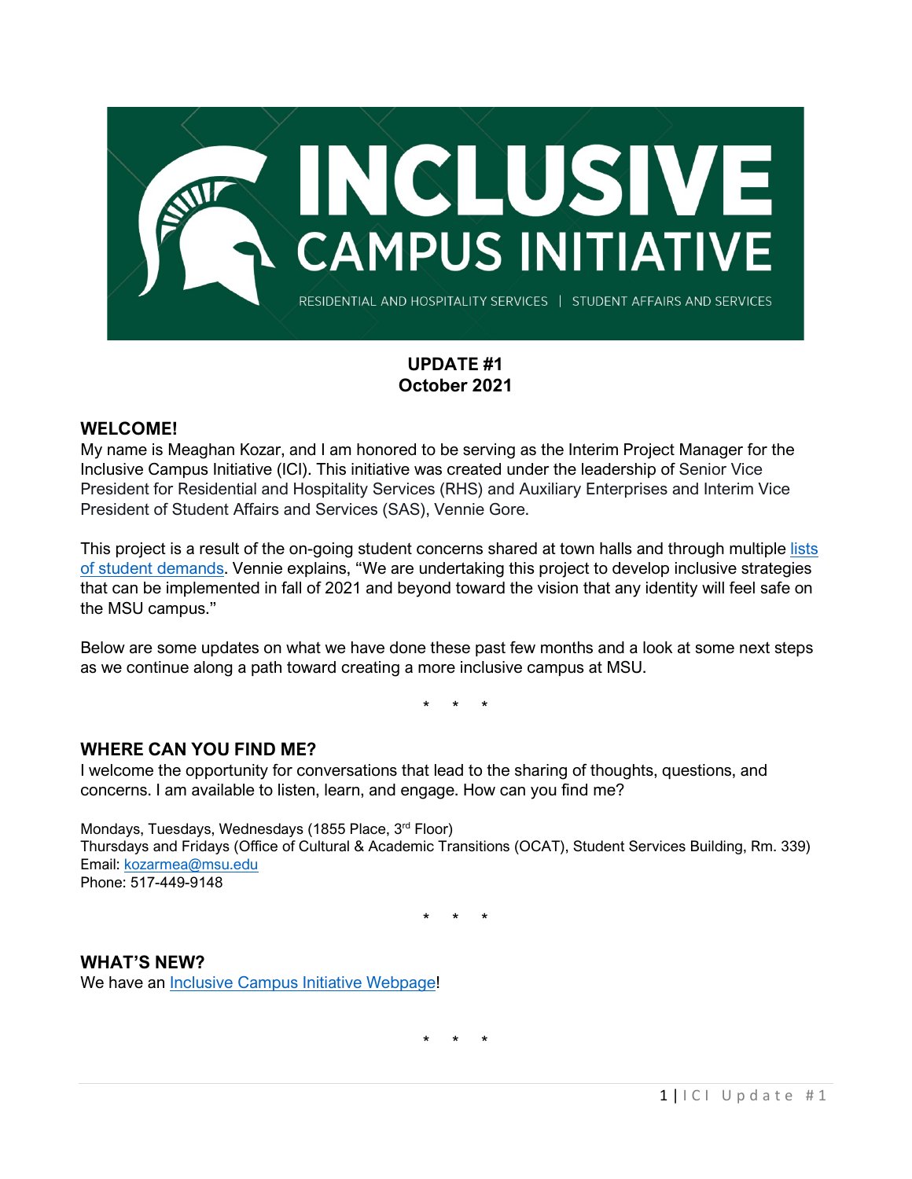# INCLUSIVE CAMPUS INITIATIVE

RESIDENTIAL AND HOSPITALITY SERVICES | STUDENT AFFAIRS AND SERVICES

**UPDATE #1**
**October 2021**

## WELCOME!

My name is Meaghan Kozar, and I am honored to be serving as the Interim Project Manager for the Inclusive Campus Initiative (ICI). This initiative was created under the leadership of Senior Vice President for Residential and Hospitality Services (RHS) and Auxiliary Enterprises and Interim Vice President of Student Affairs and Services (SAS), Vennie Gore.

This project is a result of the on-going student concerns shared at town halls and through multiple lists of student demands. Vennie explains, "We are undertaking this project to develop inclusive strategies that can be implemented in fall of 2021 and beyond toward the vision that any identity will feel safe on the MSU campus."

Below are some updates on what we have done these past few months and a look at some next steps as we continue along a path toward creating a more inclusive campus at MSU.

\* \* \*

## WHERE CAN YOU FIND ME?

I welcome the opportunity for conversations that lead to the sharing of thoughts, questions, and concerns. I am available to listen, learn, and engage. How can you find me?

Mondays, Tuesdays, Wednesdays (1855 Place, 3rd Floor)
Thursdays and Fridays (Office of Cultural & Academic Transitions (OCAT), Student Services Building, Rm. 339)
Email: kozarmea@msu.edu
Phone: 517-449-9148

\* \* \*

## WHAT'S NEW?

We have an Inclusive Campus Initiative Webpage!

\* \* \*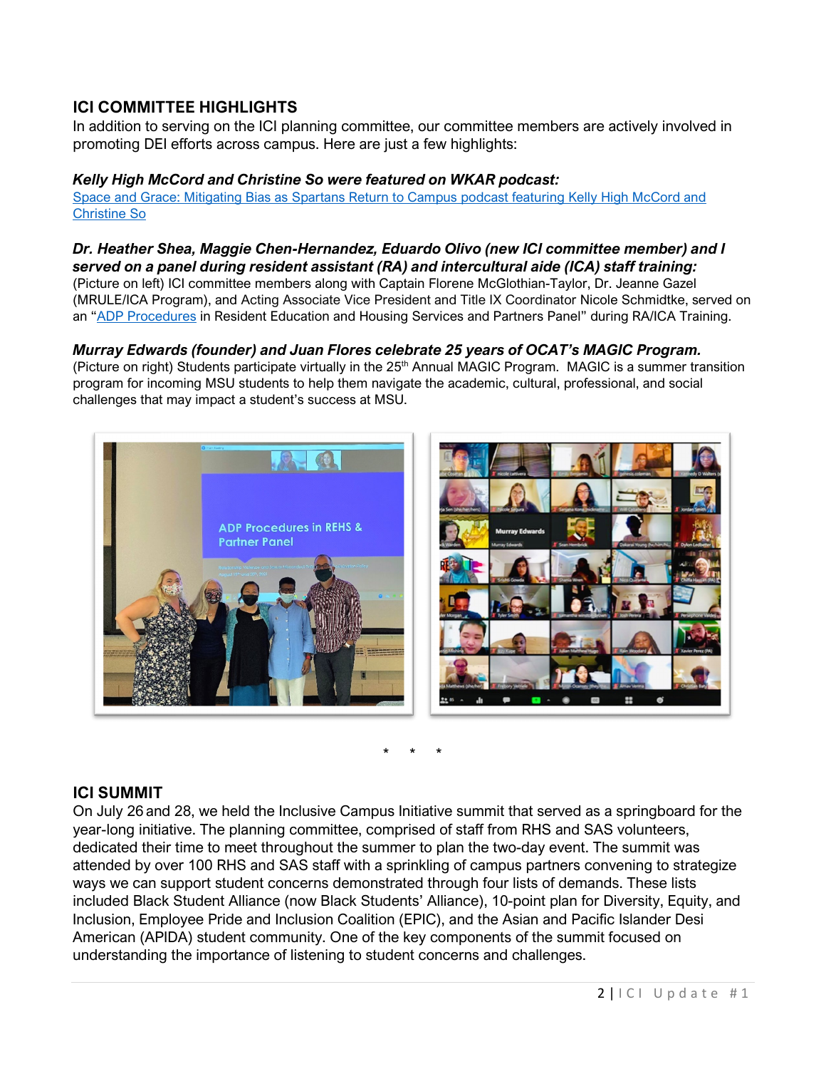## ICI COMMITTEE HIGHLIGHTS

In addition to serving on the ICI planning committee, our committee members are actively involved in promoting DEI efforts across campus. Here are just a few highlights:

***Kelly High McCord and Christine So were featured on WKAR podcast:***

[Space and Grace: Mitigating Bias as Spartans Return to Campus podcast featuring Kelly High McCord and Christine So]()

***Dr. Heather Shea, Maggie Chen-Hernandez, Eduardo Olivo (new ICI committee member) and I served on a panel during resident assistant (RA) and intercultural aide (ICA) staff training:***

(Picture on left) ICI committee members along with Captain Florene McGlothian-Taylor, Dr. Jeanne Gazel (MRULE/ICA Program), and Acting Associate Vice President and Title IX Coordinator Nicole Schmidtke, served on an "[ADP Procedures]() in Resident Education and Housing Services and Partners Panel" during RA/ICA Training.

***Murray Edwards (founder) and Juan Flores celebrate 25 years of OCAT's MAGIC Program.***

(Picture on right) Students participate virtually in the 25th Annual MAGIC Program. MAGIC is a summer transition program for incoming MSU students to help them navigate the academic, cultural, professional, and social challenges that may impact a student's success at MSU.

\* \* \*

## ICI SUMMIT

On July 26 and 28, we held the Inclusive Campus Initiative summit that served as a springboard for the year-long initiative. The planning committee, comprised of staff from RHS and SAS volunteers, dedicated their time to meet throughout the summer to plan the two-day event. The summit was attended by over 100 RHS and SAS staff with a sprinkling of campus partners convening to strategize ways we can support student concerns demonstrated through four lists of demands. These lists included Black Student Alliance (now Black Students' Alliance), 10-point plan for Diversity, Equity, and Inclusion, Employee Pride and Inclusion Coalition (EPIC), and the Asian and Pacific Islander Desi American (APIDA) student community. One of the key components of the summit focused on understanding the importance of listening to student concerns and challenges.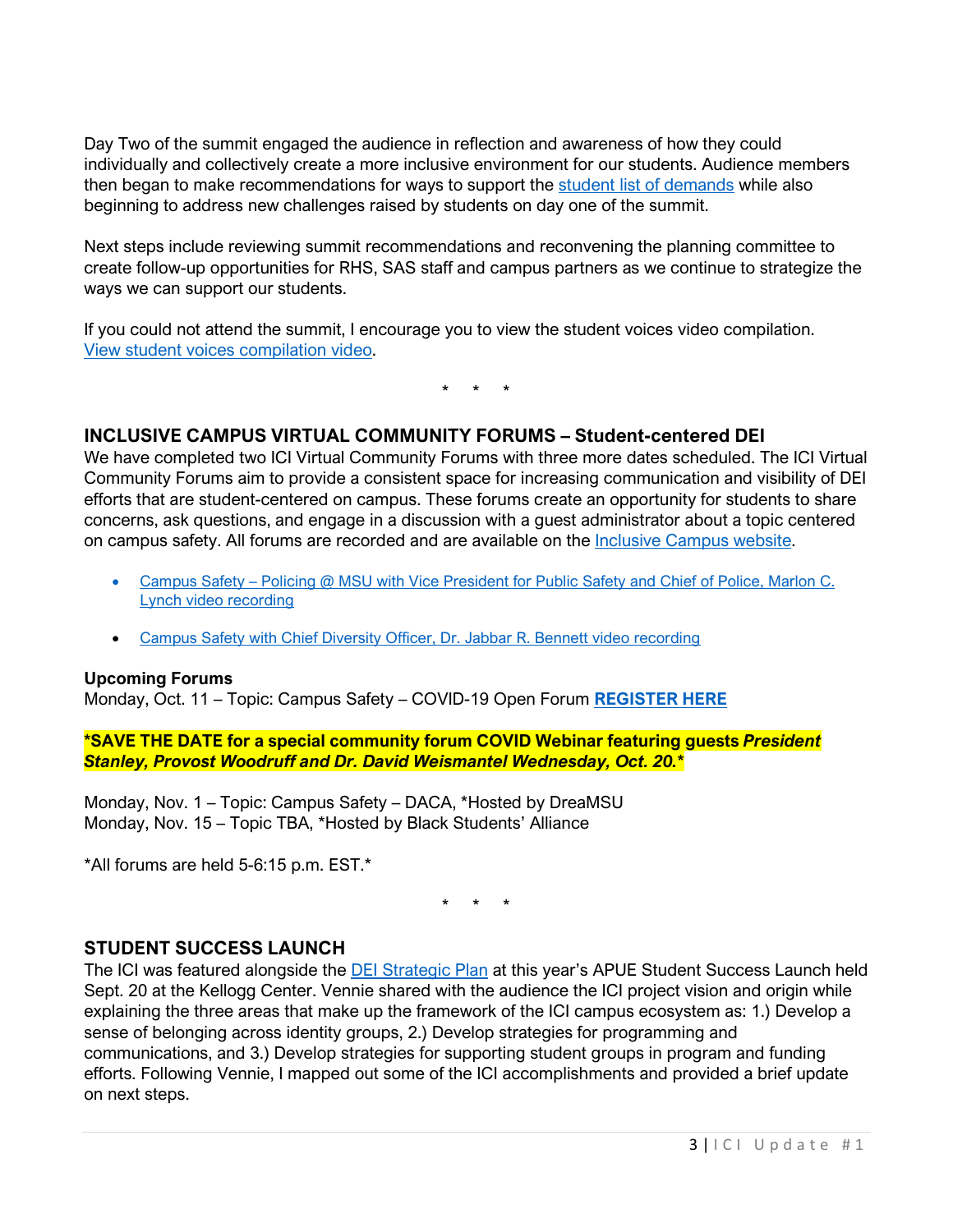Day Two of the summit engaged the audience in reflection and awareness of how they could individually and collectively create a more inclusive environment for our students. Audience members then began to make recommendations for ways to support the student list of demands while also beginning to address new challenges raised by students on day one of the summit.

Next steps include reviewing summit recommendations and reconvening the planning committee to create follow-up opportunities for RHS, SAS staff and campus partners as we continue to strategize the ways we can support our students.

If you could not attend the summit, I encourage you to view the student voices video compilation. View student voices compilation video.

\* \* \*

## INCLUSIVE CAMPUS VIRTUAL COMMUNITY FORUMS – Student-centered DEI

We have completed two ICI Virtual Community Forums with three more dates scheduled. The ICI Virtual Community Forums aim to provide a consistent space for increasing communication and visibility of DEI efforts that are student-centered on campus. These forums create an opportunity for students to share concerns, ask questions, and engage in a discussion with a guest administrator about a topic centered on campus safety. All forums are recorded and are available on the Inclusive Campus website.

- Campus Safety – Policing @ MSU with Vice President for Public Safety and Chief of Police, Marlon C. Lynch video recording
- Campus Safety with Chief Diversity Officer, Dr. Jabbar R. Bennett video recording

**Upcoming Forums**
Monday, Oct. 11 – Topic: Campus Safety – COVID-19 Open Forum **REGISTER HERE**

**\*SAVE THE DATE for a special community forum COVID Webinar featuring guests *President Stanley, Provost Woodruff and Dr. David Weismantel Wednesday, Oct. 20.*\***

Monday, Nov. 1 – Topic: Campus Safety – DACA, \*Hosted by DreaMSU
Monday, Nov. 15 – Topic TBA, \*Hosted by Black Students' Alliance

\*All forums are held 5-6:15 p.m. EST.\*

\* \* \*

## STUDENT SUCCESS LAUNCH

The ICI was featured alongside the DEI Strategic Plan at this year's APUE Student Success Launch held Sept. 20 at the Kellogg Center. Vennie shared with the audience the ICI project vision and origin while explaining the three areas that make up the framework of the ICI campus ecosystem as: 1.) Develop a sense of belonging across identity groups, 2.) Develop strategies for programming and communications, and 3.) Develop strategies for supporting student groups in program and funding efforts. Following Vennie, I mapped out some of the ICI accomplishments and provided a brief update on next steps.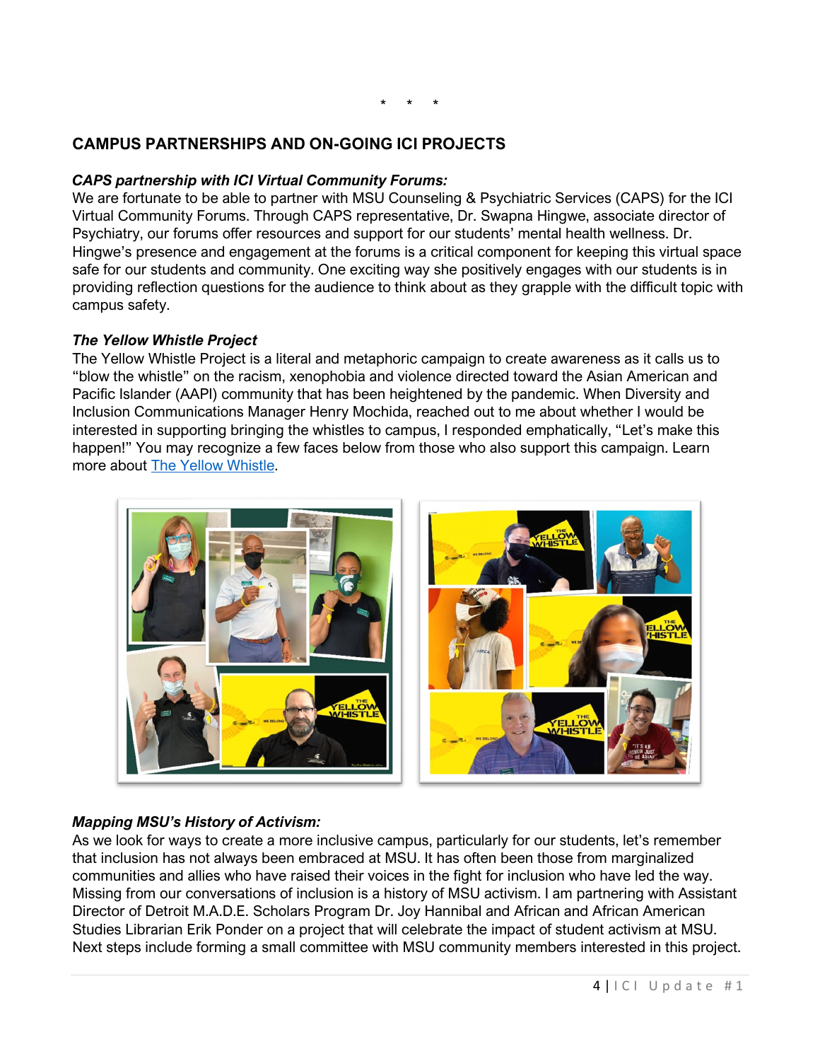\* \* \*

## CAMPUS PARTNERSHIPS AND ON-GOING ICI PROJECTS

***CAPS partnership with ICI Virtual Community Forums:***

We are fortunate to be able to partner with MSU Counseling & Psychiatric Services (CAPS) for the ICI Virtual Community Forums. Through CAPS representative, Dr. Swapna Hingwe, associate director of Psychiatry, our forums offer resources and support for our students' mental health wellness. Dr. Hingwe's presence and engagement at the forums is a critical component for keeping this virtual space safe for our students and community. One exciting way she positively engages with our students is in providing reflection questions for the audience to think about as they grapple with the difficult topic with campus safety.

***The Yellow Whistle Project***

The Yellow Whistle Project is a literal and metaphoric campaign to create awareness as it calls us to "blow the whistle" on the racism, xenophobia and violence directed toward the Asian American and Pacific Islander (AAPI) community that has been heightened by the pandemic. When Diversity and Inclusion Communications Manager Henry Mochida, reached out to me about whether I would be interested in supporting bringing the whistles to campus, I responded emphatically, "Let's make this happen!" You may recognize a few faces below from those who also support this campaign. Learn more about [The Yellow Whistle](The Yellow Whistle).

***Mapping MSU's History of Activism:***

As we look for ways to create a more inclusive campus, particularly for our students, let's remember that inclusion has not always been embraced at MSU. It has often been those from marginalized communities and allies who have raised their voices in the fight for inclusion who have led the way. Missing from our conversations of inclusion is a history of MSU activism. I am partnering with Assistant Director of Detroit M.A.D.E. Scholars Program Dr. Joy Hannibal and African and African American Studies Librarian Erik Ponder on a project that will celebrate the impact of student activism at MSU. Next steps include forming a small committee with MSU community members interested in this project.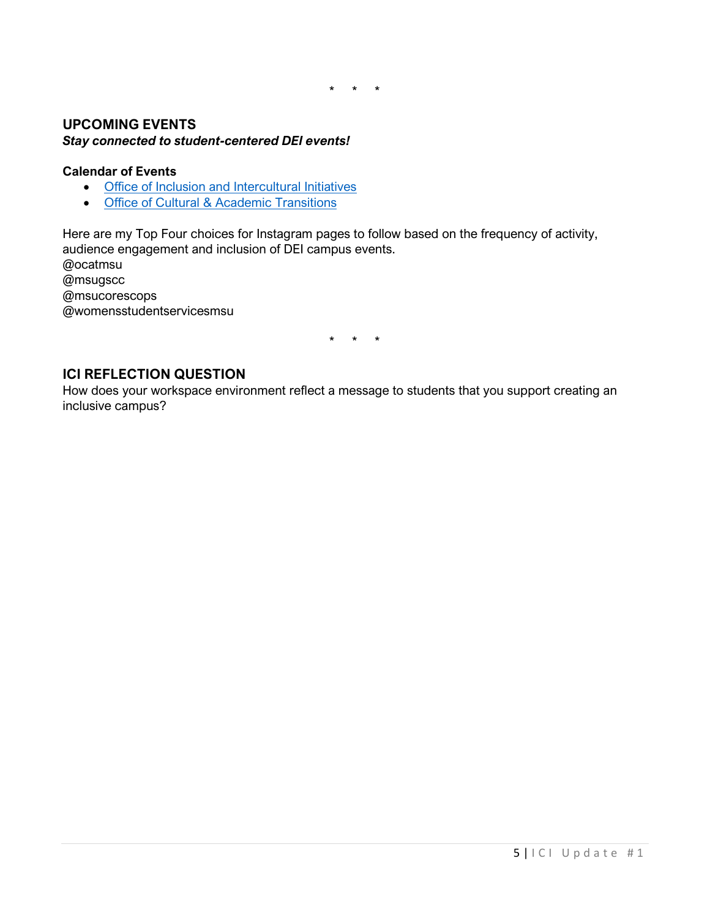\*   \*   \*

## UPCOMING EVENTS

***Stay connected to student-centered DEI events!***

**Calendar of Events**

- Office of Inclusion and Intercultural Initiatives
- Office of Cultural & Academic Transitions

Here are my Top Four choices for Instagram pages to follow based on the frequency of activity, audience engagement and inclusion of DEI campus events.
@ocatmsu
@msugscc
@msucorescops
@womensstudentservicesmsu

\*   \*   \*

## ICI REFLECTION QUESTION

How does your workspace environment reflect a message to students that you support creating an inclusive campus?